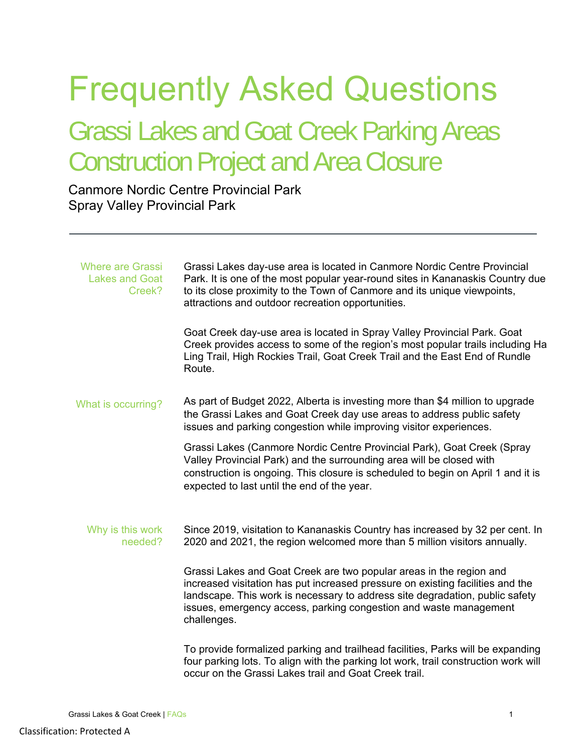# Frequently Asked Questions

## Grassi Lakes and Goat Creek Parking Areas Construction Project and Area Closure

Canmore Nordic Centre Provincial Park
Spray Valley Provincial Park

---

### Where are Grassi Lakes and Goat Creek?

Grassi Lakes day-use area is located in Canmore Nordic Centre Provincial Park. It is one of the most popular year-round sites in Kananaskis Country due to its close proximity to the Town of Canmore and its unique viewpoints, attractions and outdoor recreation opportunities.

Goat Creek day-use area is located in Spray Valley Provincial Park. Goat Creek provides access to some of the region's most popular trails including Ha Ling Trail, High Rockies Trail, Goat Creek Trail and the East End of Rundle Route.

### What is occurring?

As part of Budget 2022, Alberta is investing more than $4 million to upgrade the Grassi Lakes and Goat Creek day use areas to address public safety issues and parking congestion while improving visitor experiences.

Grassi Lakes (Canmore Nordic Centre Provincial Park), Goat Creek (Spray Valley Provincial Park) and the surrounding area will be closed with construction is ongoing. This closure is scheduled to begin on April 1 and it is expected to last until the end of the year.

### Why is this work needed?

Since 2019, visitation to Kananaskis Country has increased by 32 per cent. In 2020 and 2021, the region welcomed more than 5 million visitors annually.

Grassi Lakes and Goat Creek are two popular areas in the region and increased visitation has put increased pressure on existing facilities and the landscape. This work is necessary to address site degradation, public safety issues, emergency access, parking congestion and waste management challenges.

To provide formalized parking and trailhead facilities, Parks will be expanding four parking lots. To align with the parking lot work, trail construction work will occur on the Grassi Lakes trail and Goat Creek trail.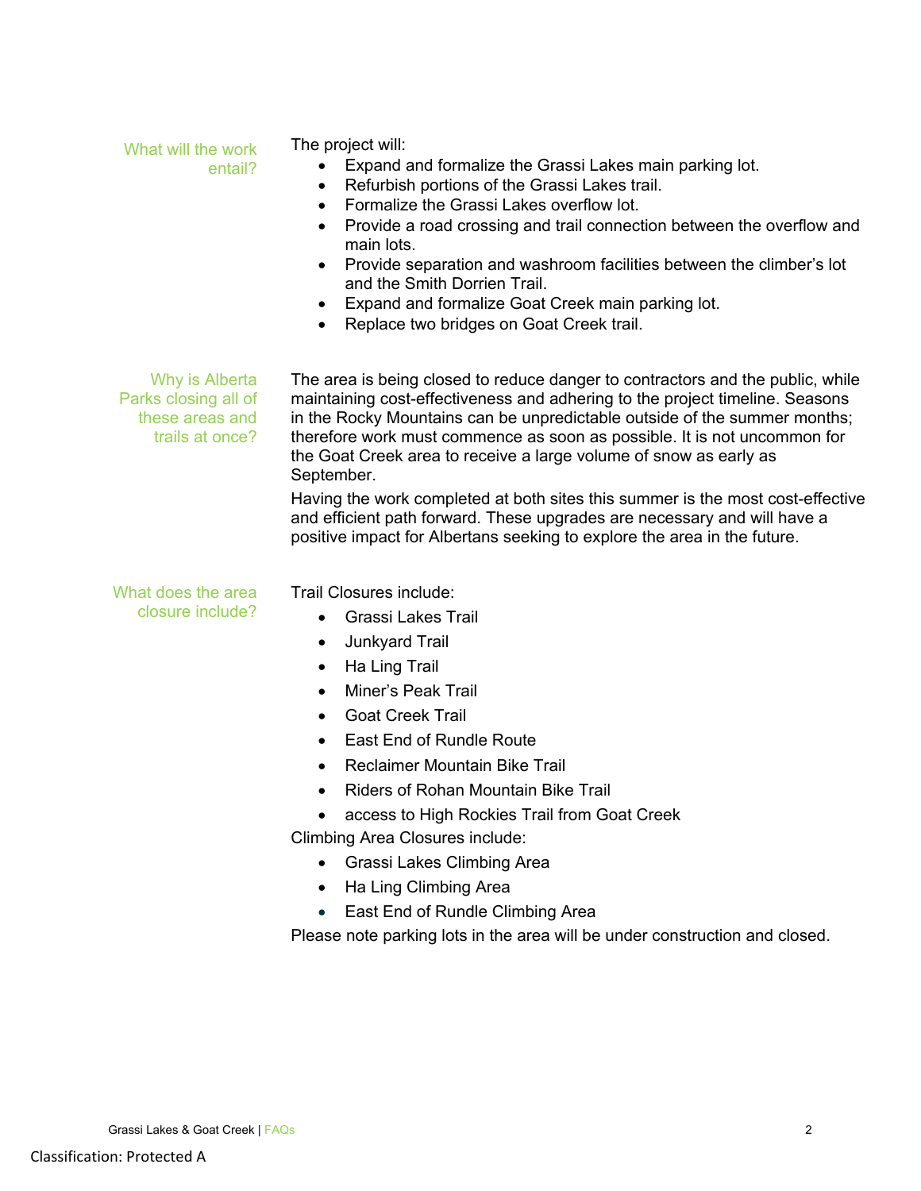### What will the work entail?

The project will:

- Expand and formalize the Grassi Lakes main parking lot.
- Refurbish portions of the Grassi Lakes trail.
- Formalize the Grassi Lakes overflow lot.
- Provide a road crossing and trail connection between the overflow and main lots.
- Provide separation and washroom facilities between the climber's lot and the Smith Dorrien Trail.
- Expand and formalize Goat Creek main parking lot.
- Replace two bridges on Goat Creek trail.

### Why is Alberta Parks closing all of these areas and trails at once?

The area is being closed to reduce danger to contractors and the public, while maintaining cost-effectiveness and adhering to the project timeline. Seasons in the Rocky Mountains can be unpredictable outside of the summer months; therefore work must commence as soon as possible. It is not uncommon for the Goat Creek area to receive a large volume of snow as early as September.

Having the work completed at both sites this summer is the most cost-effective and efficient path forward. These upgrades are necessary and will have a positive impact for Albertans seeking to explore the area in the future.

### What does the area closure include?

Trail Closures include:

- Grassi Lakes Trail
- Junkyard Trail
- Ha Ling Trail
- Miner's Peak Trail
- Goat Creek Trail
- East End of Rundle Route
- Reclaimer Mountain Bike Trail
- Riders of Rohan Mountain Bike Trail
- access to High Rockies Trail from Goat Creek

Climbing Area Closures include:

- Grassi Lakes Climbing Area
- Ha Ling Climbing Area
- East End of Rundle Climbing Area

Please note parking lots in the area will be under construction and closed.

Classification: Protected A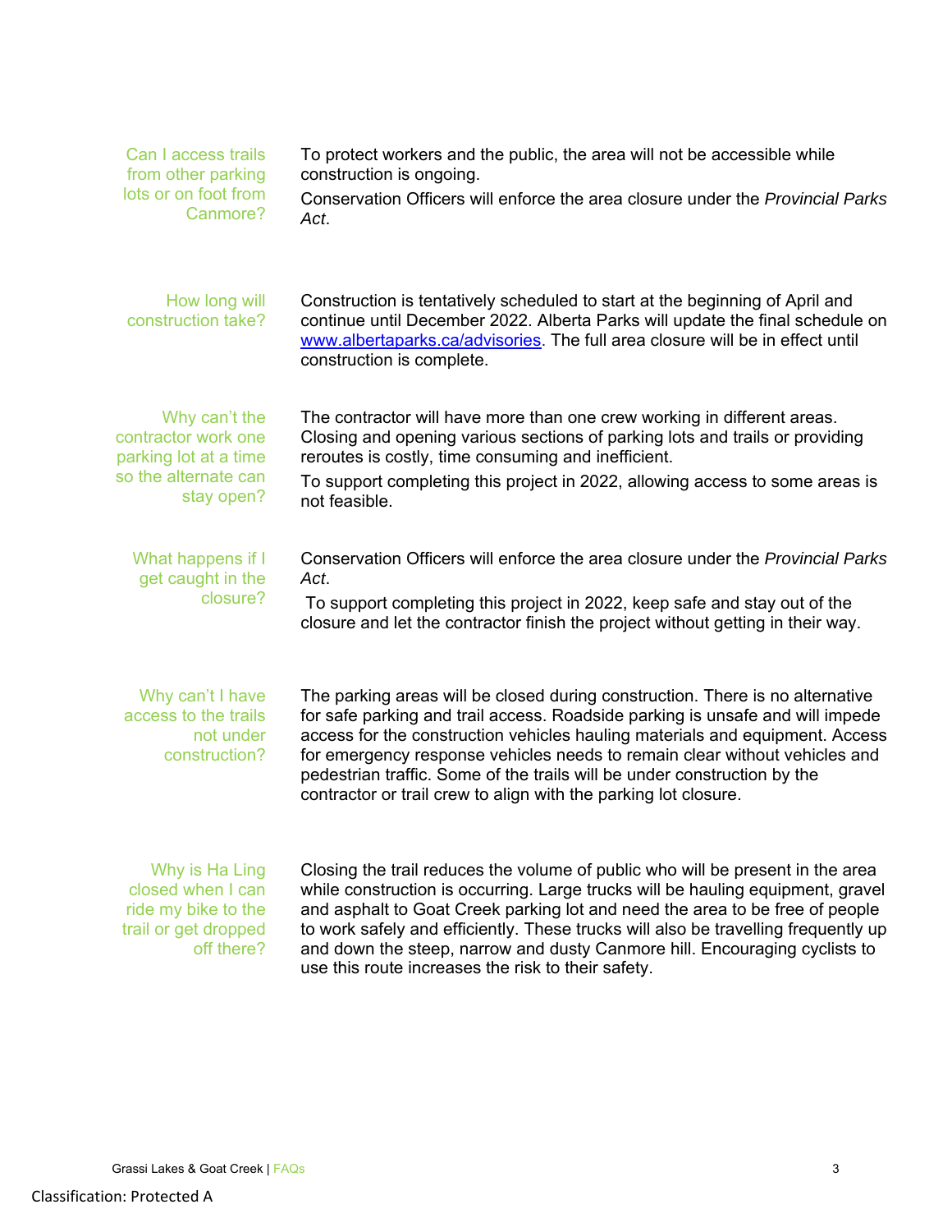### Can I access trails from other parking lots or on foot from Canmore?

To protect workers and the public, the area will not be accessible while construction is ongoing.

Conservation Officers will enforce the area closure under the *Provincial Parks Act*.

### How long will construction take?

Construction is tentatively scheduled to start at the beginning of April and continue until December 2022. Alberta Parks will update the final schedule on [www.albertaparks.ca/advisories](http://www.albertaparks.ca/advisories). The full area closure will be in effect until construction is complete.

### Why can't the contractor work one parking lot at a time so the alternate can stay open?

The contractor will have more than one crew working in different areas. Closing and opening various sections of parking lots and trails or providing reroutes is costly, time consuming and inefficient.

To support completing this project in 2022, allowing access to some areas is not feasible.

### What happens if I get caught in the closure?

Conservation Officers will enforce the area closure under the *Provincial Parks Act*.

To support completing this project in 2022, keep safe and stay out of the closure and let the contractor finish the project without getting in their way.

### Why can't I have access to the trails not under construction?

The parking areas will be closed during construction. There is no alternative for safe parking and trail access. Roadside parking is unsafe and will impede access for the construction vehicles hauling materials and equipment. Access for emergency response vehicles needs to remain clear without vehicles and pedestrian traffic. Some of the trails will be under construction by the contractor or trail crew to align with the parking lot closure.

### Why is Ha Ling closed when I can ride my bike to the trail or get dropped off there?

Closing the trail reduces the volume of public who will be present in the area while construction is occurring. Large trucks will be hauling equipment, gravel and asphalt to Goat Creek parking lot and need the area to be free of people to work safely and efficiently. These trucks will also be travelling frequently up and down the steep, narrow and dusty Canmore hill. Encouraging cyclists to use this route increases the risk to their safety.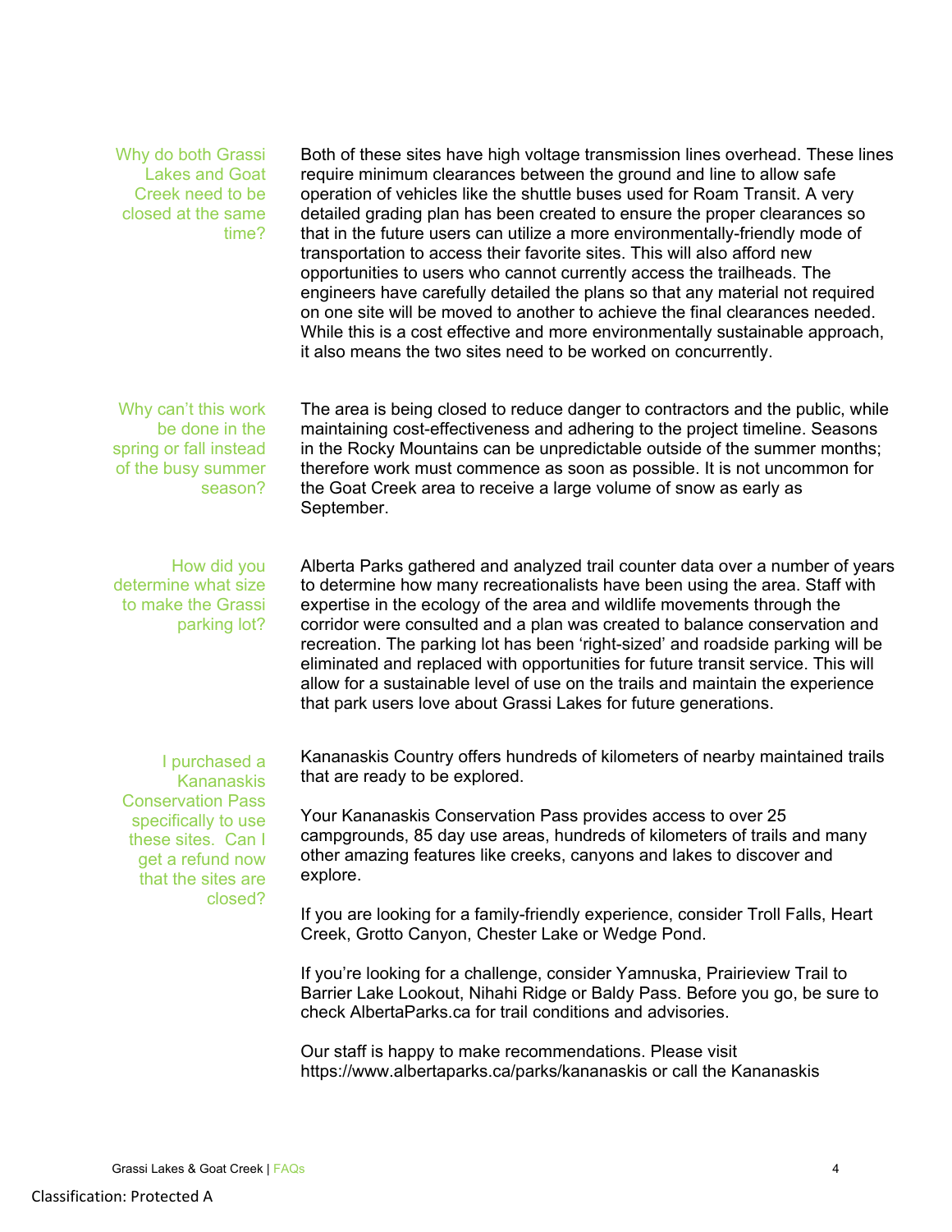### Why do both Grassi Lakes and Goat Creek need to be closed at the same time?

Both of these sites have high voltage transmission lines overhead. These lines require minimum clearances between the ground and line to allow safe operation of vehicles like the shuttle buses used for Roam Transit. A very detailed grading plan has been created to ensure the proper clearances so that in the future users can utilize a more environmentally-friendly mode of transportation to access their favorite sites. This will also afford new opportunities to users who cannot currently access the trailheads. The engineers have carefully detailed the plans so that any material not required on one site will be moved to another to achieve the final clearances needed. While this is a cost effective and more environmentally sustainable approach, it also means the two sites need to be worked on concurrently.

### Why can't this work be done in the spring or fall instead of the busy summer season?

The area is being closed to reduce danger to contractors and the public, while maintaining cost-effectiveness and adhering to the project timeline. Seasons in the Rocky Mountains can be unpredictable outside of the summer months; therefore work must commence as soon as possible. It is not uncommon for the Goat Creek area to receive a large volume of snow as early as September.

### How did you determine what size to make the Grassi parking lot?

Alberta Parks gathered and analyzed trail counter data over a number of years to determine how many recreationalists have been using the area. Staff with expertise in the ecology of the area and wildlife movements through the corridor were consulted and a plan was created to balance conservation and recreation. The parking lot has been 'right-sized' and roadside parking will be eliminated and replaced with opportunities for future transit service. This will allow for a sustainable level of use on the trails and maintain the experience that park users love about Grassi Lakes for future generations.

### I purchased a Kananaskis Conservation Pass specifically to use these sites. Can I get a refund now that the sites are closed?

Kananaskis Country offers hundreds of kilometers of nearby maintained trails that are ready to be explored.

Your Kananaskis Conservation Pass provides access to over 25 campgrounds, 85 day use areas, hundreds of kilometers of trails and many other amazing features like creeks, canyons and lakes to discover and explore.

If you are looking for a family-friendly experience, consider Troll Falls, Heart Creek, Grotto Canyon, Chester Lake or Wedge Pond.

If you're looking for a challenge, consider Yamnuska, Prairieview Trail to Barrier Lake Lookout, Nihahi Ridge or Baldy Pass. Before you go, be sure to check AlbertaParks.ca for trail conditions and advisories.

Our staff is happy to make recommendations. Please visit https://www.albertaparks.ca/parks/kananaskis or call the Kananaskis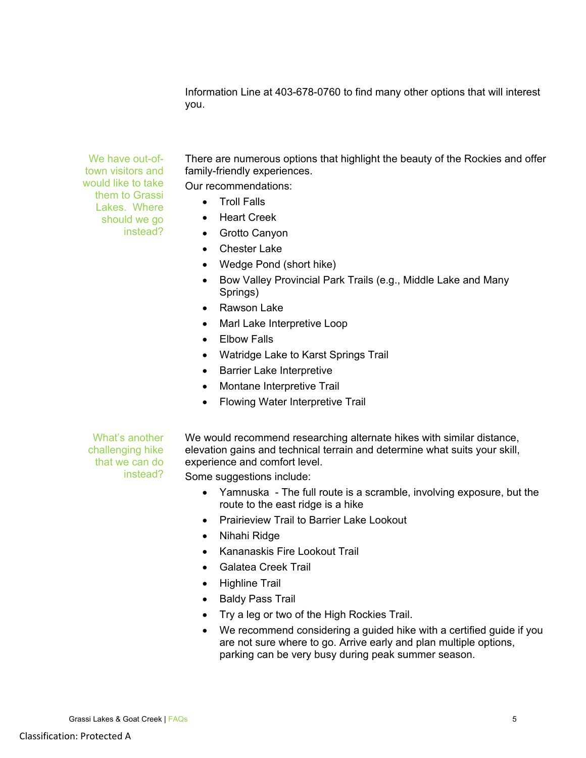Information Line at 403-678-0760 to find many other options that will interest you.

**We have out-of-town visitors and would like to take them to Grassi Lakes. Where should we go instead?**

There are numerous options that highlight the beauty of the Rockies and offer family-friendly experiences.

Our recommendations:

- Troll Falls
- Heart Creek
- Grotto Canyon
- Chester Lake
- Wedge Pond (short hike)
- Bow Valley Provincial Park Trails (e.g., Middle Lake and Many Springs)
- Rawson Lake
- Marl Lake Interpretive Loop
- Elbow Falls
- Watridge Lake to Karst Springs Trail
- Barrier Lake Interpretive
- Montane Interpretive Trail
- Flowing Water Interpretive Trail

**What's another challenging hike that we can do instead?**

We would recommend researching alternate hikes with similar distance, elevation gains and technical terrain and determine what suits your skill, experience and comfort level.

Some suggestions include:

- Yamnuska - The full route is a scramble, involving exposure, but the route to the east ridge is a hike
- Prairieview Trail to Barrier Lake Lookout
- Nihahi Ridge
- Kananaskis Fire Lookout Trail
- Galatea Creek Trail
- Highline Trail
- Baldy Pass Trail
- Try a leg or two of the High Rockies Trail.
- We recommend considering a guided hike with a certified guide if you are not sure where to go. Arrive early and plan multiple options, parking can be very busy during peak summer season.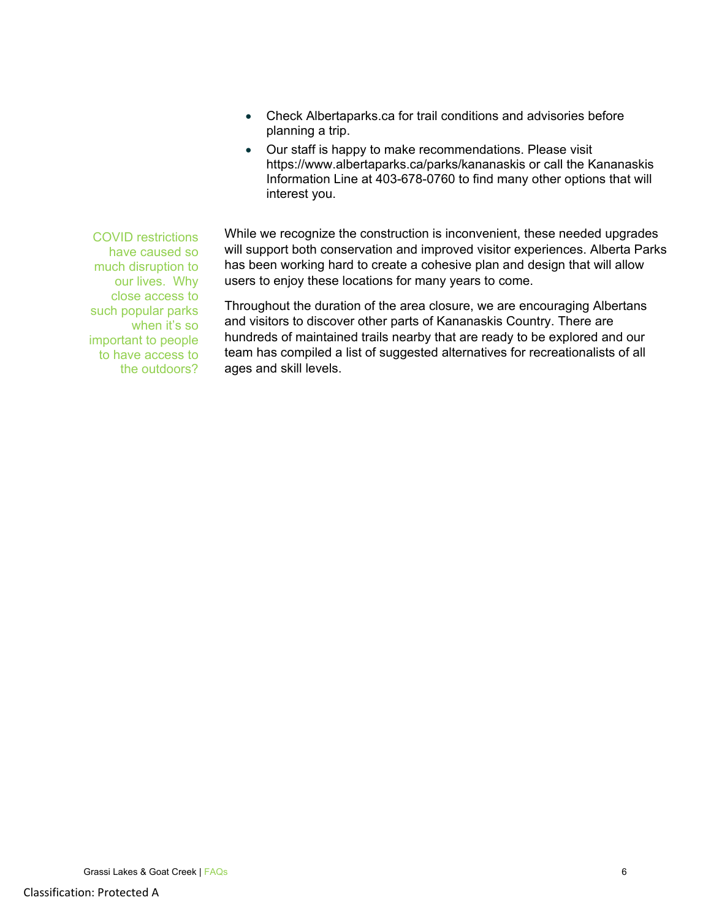- Check Albertaparks.ca for trail conditions and advisories before planning a trip.
- Our staff is happy to make recommendations. Please visit https://www.albertaparks.ca/parks/kananaskis or call the Kananaskis Information Line at 403-678-0760 to find many other options that will interest you.

### COVID restrictions have caused so much disruption to our lives. Why close access to such popular parks when it's so important to people to have access to the outdoors?

While we recognize the construction is inconvenient, these needed upgrades will support both conservation and improved visitor experiences. Alberta Parks has been working hard to create a cohesive plan and design that will allow users to enjoy these locations for many years to come.

Throughout the duration of the area closure, we are encouraging Albertans and visitors to discover other parts of Kananaskis Country. There are hundreds of maintained trails nearby that are ready to be explored and our team has compiled a list of suggested alternatives for recreationalists of all ages and skill levels.

Classification: Protected A